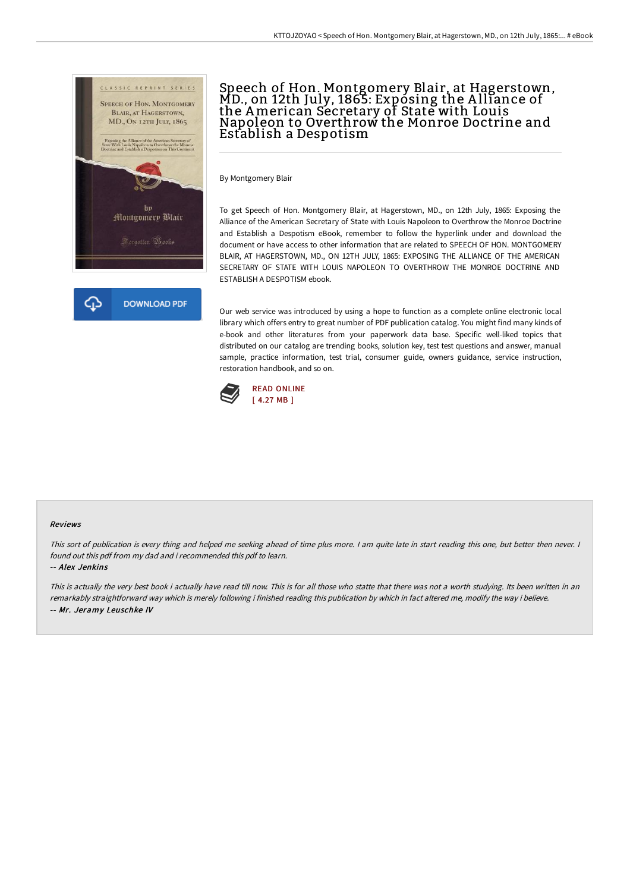# Speech of Hon. Montgomery Blair, at Hagerstown, MD., on 12th July, 1865: Exposing the Alliance of the American Secretary of State with Louis Napoleon to Overthrow the Monroe Doctrine and Establish a Despotism

By Montgomery Blair

To get Speech of Hon. Montgomery Blair, at Hagerstown, MD., on 12th July, 1865: Exposing the Alliance of the American Secretary of State with Louis Napoleon to Overthrow the Monroe Doctrine and Establish a Despotism eBook, remember to follow the hyperlink under and download the document or have access to other information that are related to SPEECH OF HON. MONTGOMERY BLAIR, AT HAGERSTOWN, MD., ON 12TH JULY, 1865: EXPOSING THE ALLIANCE OF THE AMERICAN SECRETARY OF STATE WITH LOUIS NAPOLEON TO OVERTHROW THE MONROE DOCTRINE AND ESTABLISH A DESPOTISM ebook.

Our web service was introduced by using a hope to function as a complete online electronic local library which offers entry to great number of PDF publication catalog. You might find many kinds of e-book and other literatures from your paperwork data base. Specific well-liked topics that distributed on our catalog are trending books, solution key, test test questions and answer, manual sample, practice information, test trial, consumer guide, owners guidance, service instruction, restoration handbook, and so on.

DOWNLOAD PDF

READ ONLINE
[ 4.27 MB ]

#### Reviews

*This sort of publication is every thing and helped me seeking ahead of time plus more. I am quite late in start reading this one, but better then never. I found out this pdf from my dad and i recommended this pdf to learn.*

-- *Alex Jenkins*

*This is actually the very best book i actually have read till now. This is for all those who statte that there was not a worth studying. Its been written in an remarkably straightforward way which is merely following i finished reading this publication by which in fact altered me, modify the way i believe.*

-- *Mr. Jeramy Leuschke IV*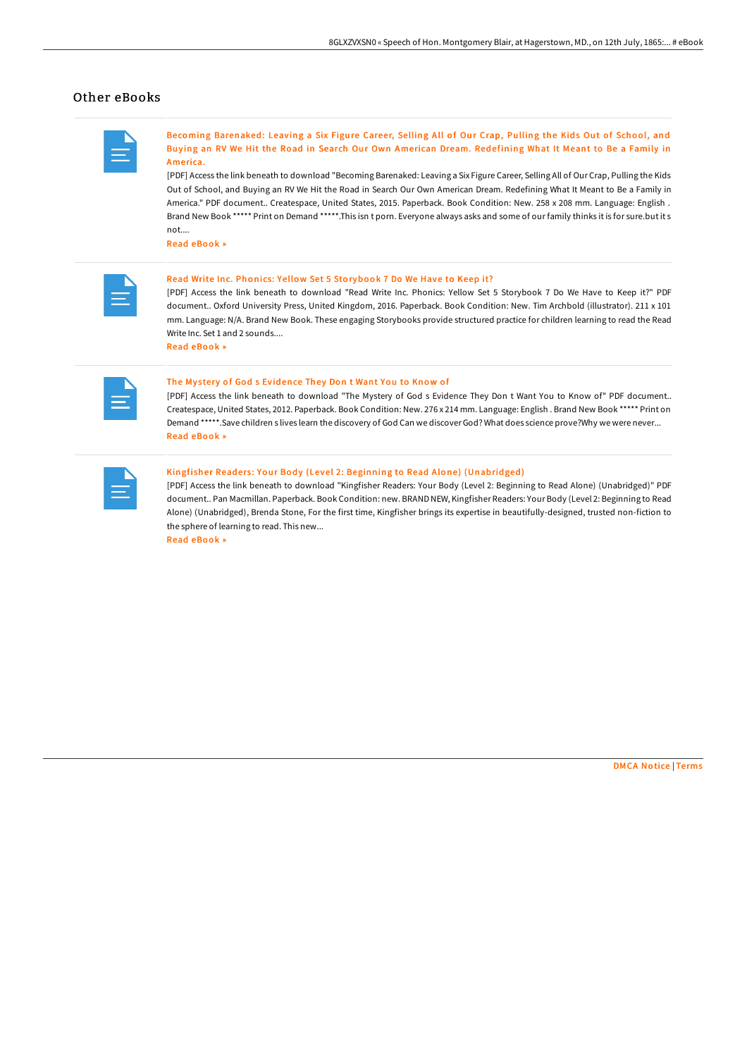## Other eBooks

**Becoming Barenaked: Leaving a Six Figure Career, Selling All of Our Crap, Pulling the Kids Out of School, and Buying an RV We Hit the Road in Search Our Own American Dream. Redefining What It Meant to Be a Family in America.**

[PDF] Access the link beneath to download "Becoming Barenaked: Leaving a Six Figure Career, Selling All of Our Crap, Pulling the Kids Out of School, and Buying an RV We Hit the Road in Search Our Own American Dream. Redefining What It Meant to Be a Family in America." PDF document.. Createspace, United States, 2015. Paperback. Book Condition: New. 258 x 208 mm. Language: English . Brand New Book ***** Print on Demand *****.This isn t porn. Everyone always asks and some of our family thinks it is for sure.but it s not....

Read eBook »

**Read Write Inc. Phonics: Yellow Set 5 Storybook 7 Do We Have to Keep it?**

[PDF] Access the link beneath to download "Read Write Inc. Phonics: Yellow Set 5 Storybook 7 Do We Have to Keep it?" PDF document.. Oxford University Press, United Kingdom, 2016. Paperback. Book Condition: New. Tim Archbold (illustrator). 211 x 101 mm. Language: N/A. Brand New Book. These engaging Storybooks provide structured practice for children learning to read the Read Write Inc. Set 1 and 2 sounds....

Read eBook »

**The Mystery of God s Evidence They Don t Want You to Know of**

[PDF] Access the link beneath to download "The Mystery of God s Evidence They Don t Want You to Know of" PDF document.. Createspace, United States, 2012. Paperback. Book Condition: New. 276 x 214 mm. Language: English . Brand New Book ***** Print on Demand *****.Save children s lives learn the discovery of God Can we discover God? What does science prove?Why we were never...

Read eBook »

**Kingfisher Readers: Your Body (Level 2: Beginning to Read Alone) (Unabridged)**

[PDF] Access the link beneath to download "Kingfisher Readers: Your Body (Level 2: Beginning to Read Alone) (Unabridged)" PDF document.. Pan Macmillan. Paperback. Book Condition: new. BRAND NEW, Kingfisher Readers: Your Body (Level 2: Beginning to Read Alone) (Unabridged), Brenda Stone, For the first time, Kingfisher brings its expertise in beautifully-designed, trusted non-fiction to the sphere of learning to read. This new...

Read eBook »

DMCA Notice | Terms